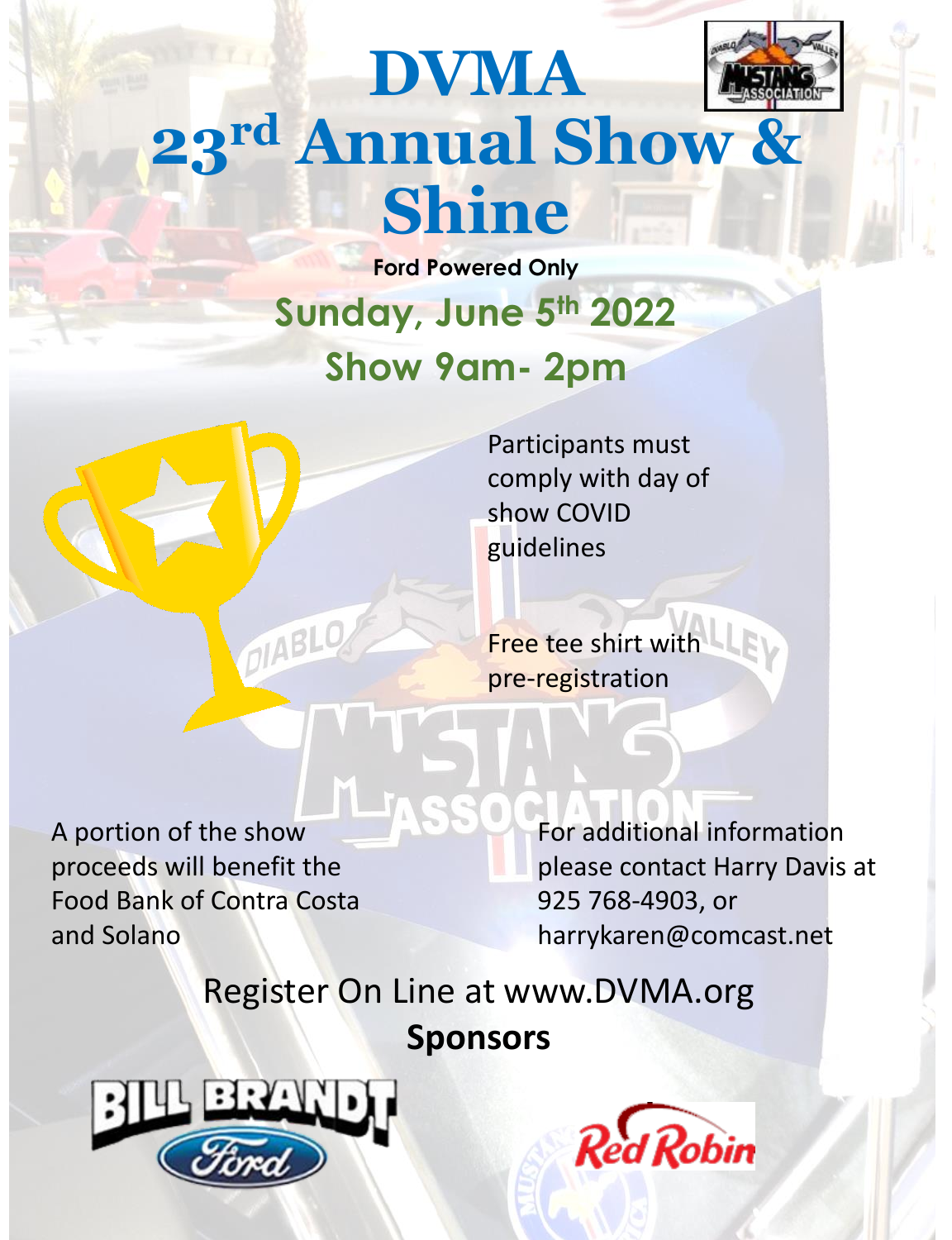# DVMA 23rd Annual Show & Shine

**Ford Powered Only**

## Sunday, June 5th 2022

## Show 9am- 2pm

Participants must comply with day of show COVID guidelines

Free tee shirt with pre-registration

A portion of the show proceeds will benefit the Food Bank of Contra Costa and Solano

For additional information please contact Harry Davis at 925 768-4903, or harrykaren@comcast.net

Register On Line at www.DVMA.org

**Sponsors**

BILL BRANDT Ford

Red Robin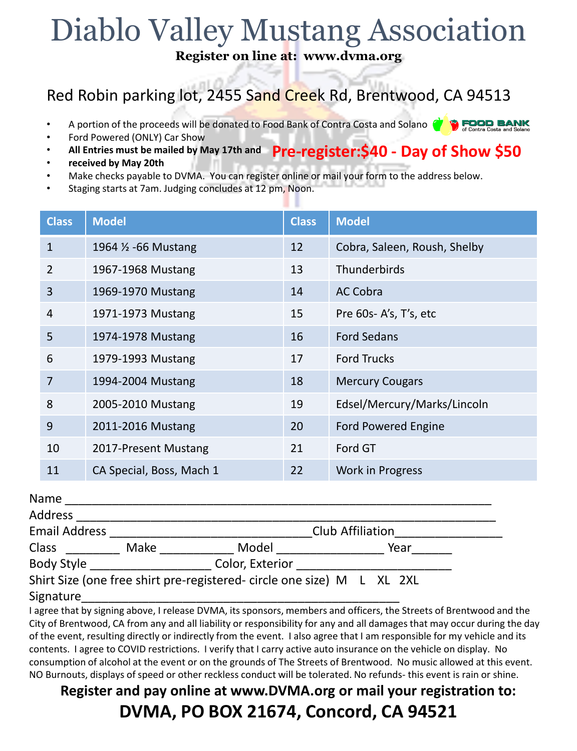# Diablo Valley Mustang Association

**Register on line at: www.dvma.org**

Red Robin parking lot, 2455 Sand Creek Rd, Brentwood, CA 94513

- A portion of the proceeds will be donated to Food Bank of Contra Costa and Solano
- Ford Powered (ONLY) Car Show
- **All Entries must be mailed by May 17th and**
- **received by May 20th**
- Make checks payable to DVMA. You can register online or mail your form to the address below.
- Staging starts at 7am. Judging concludes at 12 pm, Noon.

**Pre-register:$40 - Day of Show $50**

| Class | Model | Class | Model |
|---|---|---|---|
| 1 | 1964 ½ -66 Mustang | 12 | Cobra, Saleen, Roush, Shelby |
| 2 | 1967-1968 Mustang | 13 | Thunderbirds |
| 3 | 1969-1970 Mustang | 14 | AC Cobra |
| 4 | 1971-1973 Mustang | 15 | Pre 60s- A's, T's, etc |
| 5 | 1974-1978 Mustang | 16 | Ford Sedans |
| 6 | 1979-1993 Mustang | 17 | Ford Trucks |
| 7 | 1994-2004 Mustang | 18 | Mercury Cougars |
| 8 | 2005-2010 Mustang | 19 | Edsel/Mercury/Marks/Lincoln |
| 9 | 2011-2016 Mustang | 20 | Ford Powered Engine |
| 10 | 2017-Present Mustang | 21 | Ford GT |
| 11 | CA Special, Boss, Mach 1 | 22 | Work in Progress |

Name ____________________________________________________________

Address __________________________________________________________

Email Address ______________________________Club Affiliation_______________

Class ________ Make ___________ Model ________________ Year______

Body Style __________________ Color, Exterior ______________________

Shirt Size (one free shirt pre-registered- circle one size) M L XL 2XL

Signature_______________________________________________

I agree that by signing above, I release DVMA, its sponsors, members and officers, the Streets of Brentwood and the City of Brentwood, CA from any and all liability or responsibility for any and all damages that may occur during the day of the event, resulting directly or indirectly from the event. I also agree that I am responsible for my vehicle and its contents. I agree to COVID restrictions. I verify that I carry active auto insurance on the vehicle on display. No consumption of alcohol at the event or on the grounds of The Streets of Brentwood. No music allowed at this event. NO Burnouts, displays of speed or other reckless conduct will be tolerated. No refunds- this event is rain or shine.

**Register and pay online at www.DVMA.org or mail your registration to:**

**DVMA, PO BOX 21674, Concord, CA 94521**